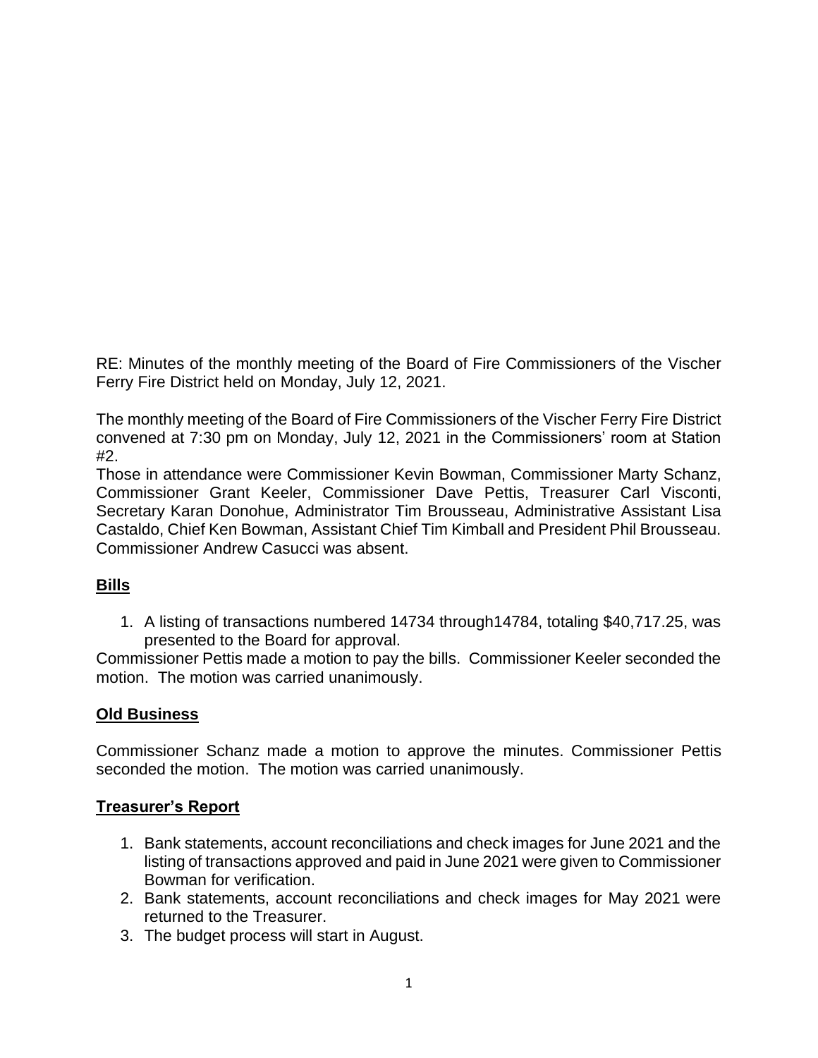RE: Minutes of the monthly meeting of the Board of Fire Commissioners of the Vischer Ferry Fire District held on Monday, July 12, 2021.

The monthly meeting of the Board of Fire Commissioners of the Vischer Ferry Fire District convened at 7:30 pm on Monday, July 12, 2021 in the Commissioners' room at Station #2.
Those in attendance were Commissioner Kevin Bowman, Commissioner Marty Schanz, Commissioner Grant Keeler, Commissioner Dave Pettis, Treasurer Carl Visconti, Secretary Karan Donohue, Administrator Tim Brousseau, Administrative Assistant Lisa Castaldo, Chief Ken Bowman, Assistant Chief Tim Kimball and President Phil Brousseau. Commissioner Andrew Casucci was absent.

## Bills

1. A listing of transactions numbered 14734 through14784, totaling $40,717.25, was presented to the Board for approval.

Commissioner Pettis made a motion to pay the bills. Commissioner Keeler seconded the motion. The motion was carried unanimously.

## Old Business

Commissioner Schanz made a motion to approve the minutes. Commissioner Pettis seconded the motion. The motion was carried unanimously.

## Treasurer's Report

1. Bank statements, account reconciliations and check images for June 2021 and the listing of transactions approved and paid in June 2021 were given to Commissioner Bowman for verification.
2. Bank statements, account reconciliations and check images for May 2021 were returned to the Treasurer.
3. The budget process will start in August.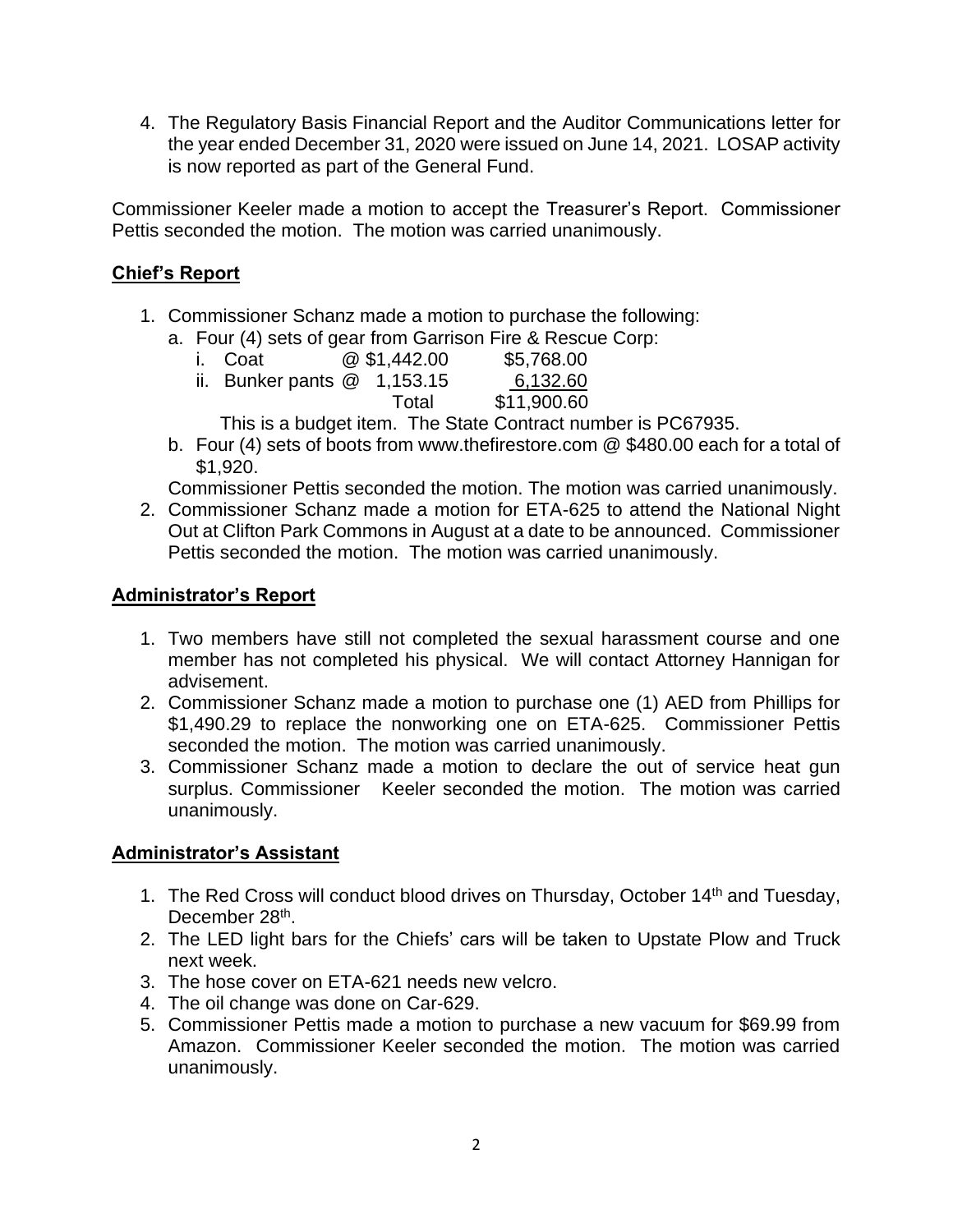4. The Regulatory Basis Financial Report and the Auditor Communications letter for the year ended December 31, 2020 were issued on June 14, 2021. LOSAP activity is now reported as part of the General Fund.

Commissioner Keeler made a motion to accept the Treasurer's Report. Commissioner Pettis seconded the motion. The motion was carried unanimously.

## **Chief's Report**

1. Commissioner Schanz made a motion to purchase the following:
   a. Four (4) sets of gear from Garrison Fire & Rescue Corp:
      i. Coat @ $1,442.00 $5,768.00
      ii. Bunker pants @ 1,153.15 6,132.60
      Total $11,900.60

      This is a budget item. The State Contract number is PC67935.
   b. Four (4) sets of boots from www.thefirestore.com @ $480.00 each for a total of $1,920.

   Commissioner Pettis seconded the motion. The motion was carried unanimously.
2. Commissioner Schanz made a motion for ETA-625 to attend the National Night Out at Clifton Park Commons in August at a date to be announced. Commissioner Pettis seconded the motion. The motion was carried unanimously.

## **Administrator's Report**

1. Two members have still not completed the sexual harassment course and one member has not completed his physical. We will contact Attorney Hannigan for advisement.
2. Commissioner Schanz made a motion to purchase one (1) AED from Phillips for $1,490.29 to replace the nonworking one on ETA-625. Commissioner Pettis seconded the motion. The motion was carried unanimously.
3. Commissioner Schanz made a motion to declare the out of service heat gun surplus. Commissioner Keeler seconded the motion. The motion was carried unanimously.

## **Administrator's Assistant**

1. The Red Cross will conduct blood drives on Thursday, October 14th and Tuesday, December 28th.
2. The LED light bars for the Chiefs' cars will be taken to Upstate Plow and Truck next week.
3. The hose cover on ETA-621 needs new velcro.
4. The oil change was done on Car-629.
5. Commissioner Pettis made a motion to purchase a new vacuum for $69.99 from Amazon. Commissioner Keeler seconded the motion. The motion was carried unanimously.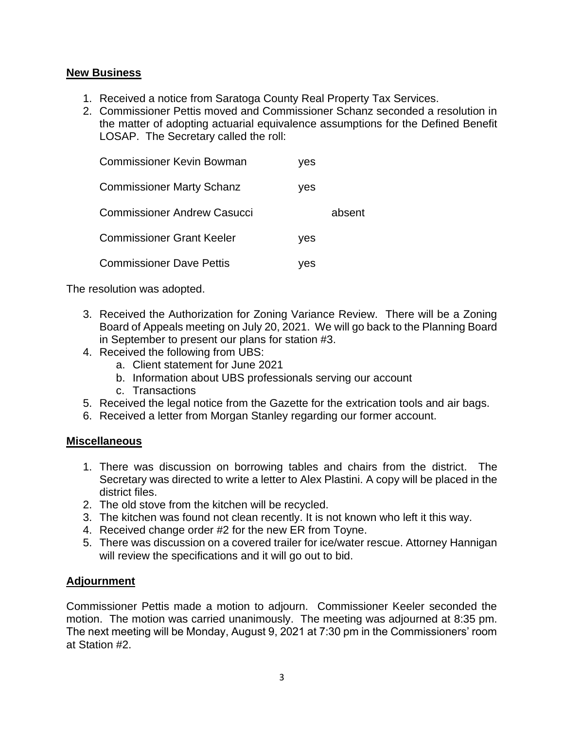**New Business**

1. Received a notice from Saratoga County Real Property Tax Services.
2. Commissioner Pettis moved and Commissioner Schanz seconded a resolution in the matter of adopting actuarial equivalence assumptions for the Defined Benefit LOSAP. The Secretary called the roll:

| | | |
|---|---|---|
| Commissioner Kevin Bowman | yes | |
| Commissioner Marty Schanz | yes | |
| Commissioner Andrew Casucci | | absent |
| Commissioner Grant Keeler | yes | |
| Commissioner Dave Pettis | yes | |

The resolution was adopted.

3. Received the Authorization for Zoning Variance Review. There will be a Zoning Board of Appeals meeting on July 20, 2021. We will go back to the Planning Board in September to present our plans for station #3.
4. Received the following from UBS:
   a. Client statement for June 2021
   b. Information about UBS professionals serving our account
   c. Transactions
5. Received the legal notice from the Gazette for the extrication tools and air bags.
6. Received a letter from Morgan Stanley regarding our former account.

**Miscellaneous**

1. There was discussion on borrowing tables and chairs from the district. The Secretary was directed to write a letter to Alex Plastini. A copy will be placed in the district files.
2. The old stove from the kitchen will be recycled.
3. The kitchen was found not clean recently. It is not known who left it this way.
4. Received change order #2 for the new ER from Toyne.
5. There was discussion on a covered trailer for ice/water rescue. Attorney Hannigan will review the specifications and it will go out to bid.

**Adjournment**

Commissioner Pettis made a motion to adjourn. Commissioner Keeler seconded the motion. The motion was carried unanimously. The meeting was adjourned at 8:35 pm. The next meeting will be Monday, August 9, 2021 at 7:30 pm in the Commissioners' room at Station #2.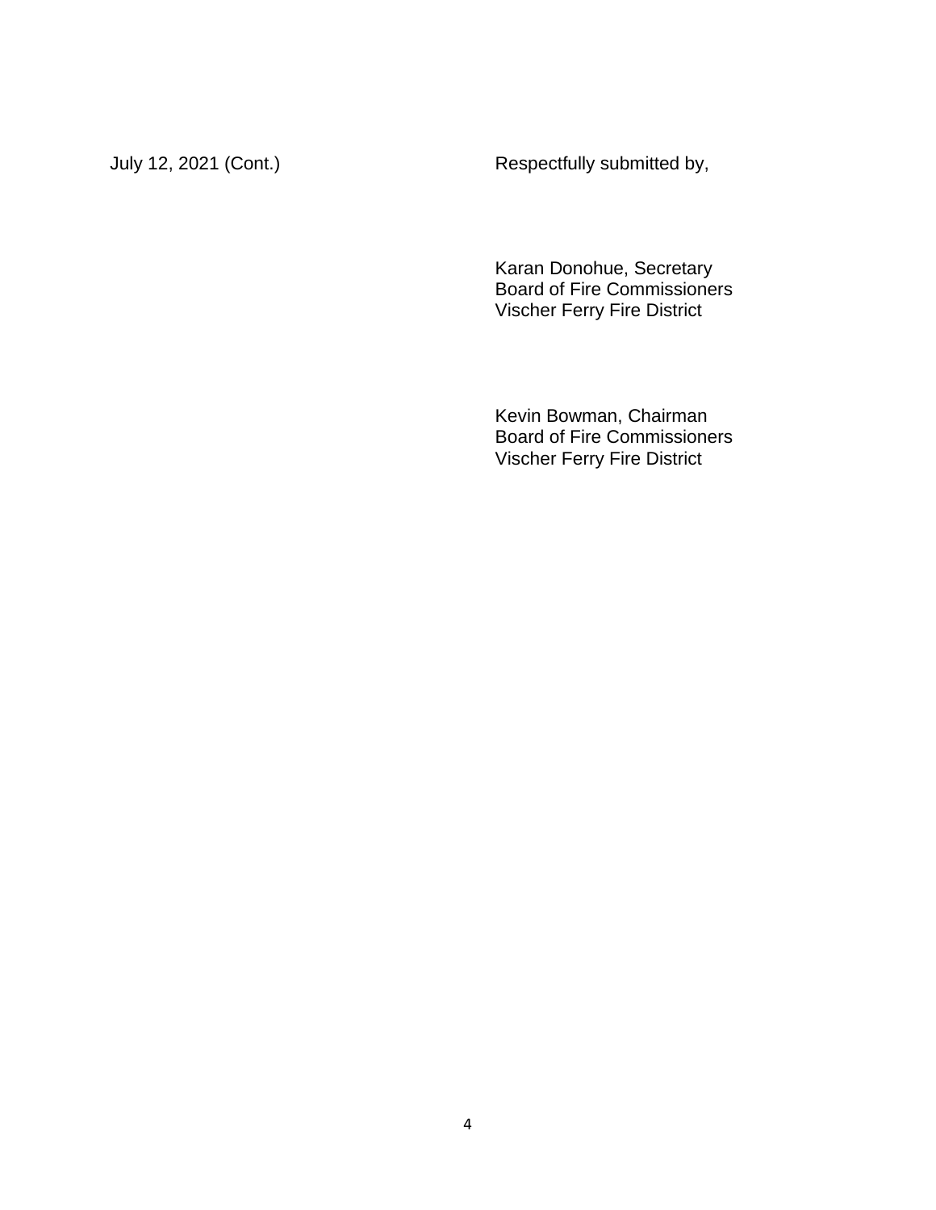July 12, 2021 (Cont.)

Respectfully submitted by,

Karan Donohue, Secretary
Board of Fire Commissioners
Vischer Ferry Fire District

Kevin Bowman, Chairman
Board of Fire Commissioners
Vischer Ferry Fire District